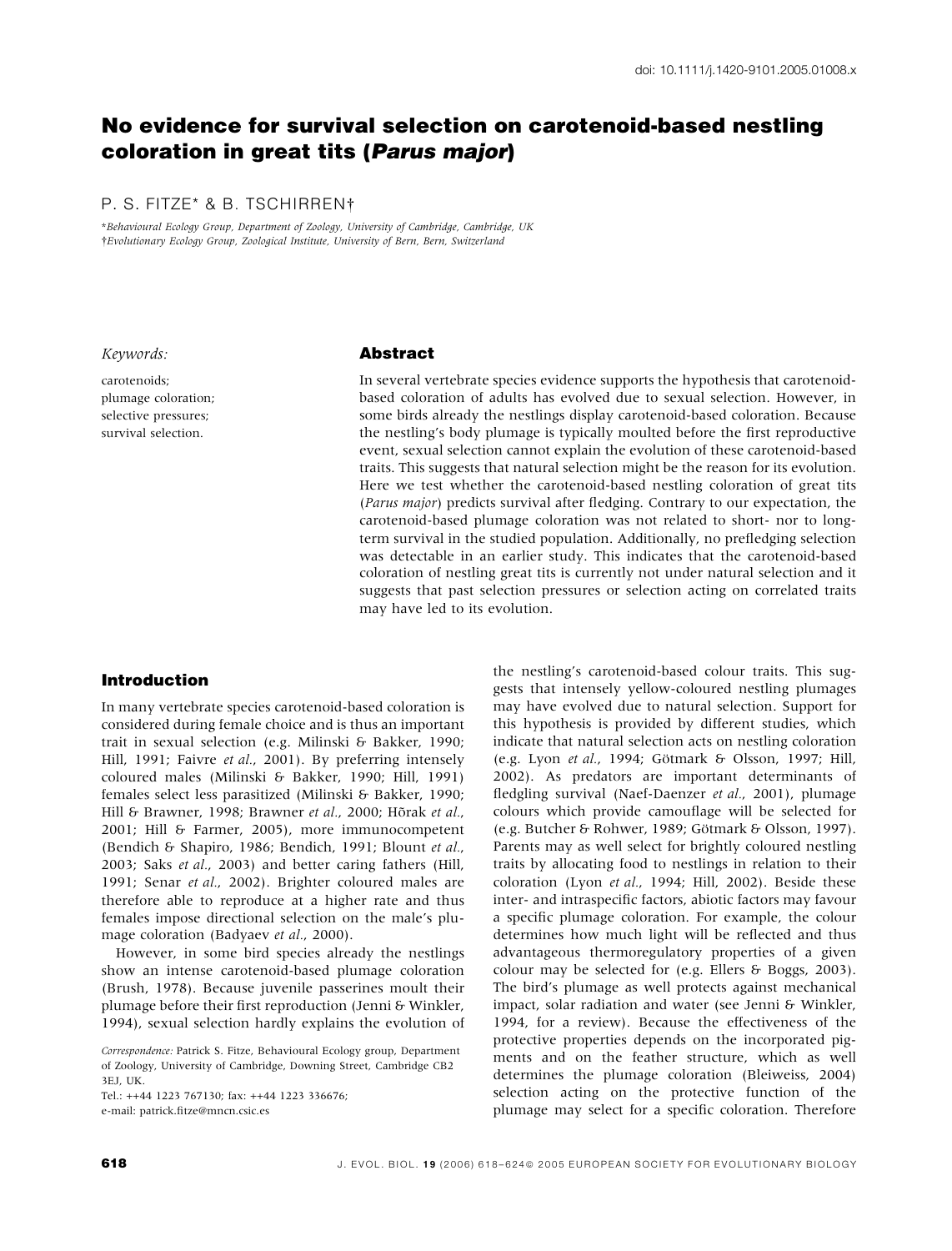doi: 10.1111/j.1420-9101.2005.01008.x

# No evidence for survival selection on carotenoid-based nestling coloration in great tits (*Parus major*)

P. S. FITZE* & B. TSCHIRREN†

*Behavioural Ecology Group, Department of Zoology, University of Cambridge, Cambridge, UK
†Evolutionary Ecology Group, Zoological Institute, University of Bern, Bern, Switzerland

*Keywords:*

carotenoids;
plumage coloration;
selective pressures;
survival selection.

## Abstract

In several vertebrate species evidence supports the hypothesis that carotenoid-based coloration of adults has evolved due to sexual selection. However, in some birds already the nestlings display carotenoid-based coloration. Because the nestling's body plumage is typically moulted before the first reproductive event, sexual selection cannot explain the evolution of these carotenoid-based traits. This suggests that natural selection might be the reason for its evolution. Here we test whether the carotenoid-based nestling coloration of great tits (*Parus major*) predicts survival after fledging. Contrary to our expectation, the carotenoid-based plumage coloration was not related to short- nor to long-term survival in the studied population. Additionally, no prefledging selection was detectable in an earlier study. This indicates that the carotenoid-based coloration of nestling great tits is currently not under natural selection and it suggests that past selection pressures or selection acting on correlated traits may have led to its evolution.

## Introduction

In many vertebrate species carotenoid-based coloration is considered during female choice and is thus an important trait in sexual selection (e.g. Milinski & Bakker, 1990; Hill, 1991; Faivre *et al.*, 2001). By preferring intensely coloured males (Milinski & Bakker, 1990; Hill, 1991) females select less parasitized (Milinski & Bakker, 1990; Hill & Brawner, 1998; Brawner *et al.*, 2000; Hõrak *et al.*, 2001; Hill & Farmer, 2005), more immunocompetent (Bendich & Shapiro, 1986; Bendich, 1991; Blount *et al.*, 2003; Saks *et al.*, 2003) and better caring fathers (Hill, 1991; Senar *et al.*, 2002). Brighter coloured males are therefore able to reproduce at a higher rate and thus females impose directional selection on the male's plumage coloration (Badyaev *et al.*, 2000).

However, in some bird species already the nestlings show an intense carotenoid-based plumage coloration (Brush, 1978). Because juvenile passerines moult their plumage before their first reproduction (Jenni & Winkler, 1994), sexual selection hardly explains the evolution of the nestling's carotenoid-based colour traits. This suggests that intensely yellow-coloured nestling plumages may have evolved due to natural selection. Support for this hypothesis is provided by different studies, which indicate that natural selection acts on nestling coloration (e.g. Lyon *et al.*, 1994; Götmark & Olsson, 1997; Hill, 2002). As predators are important determinants of fledgling survival (Naef-Daenzer *et al.*, 2001), plumage colours which provide camouflage will be selected for (e.g. Butcher & Rohwer, 1989; Götmark & Olsson, 1997). Parents may as well select for brightly coloured nestling traits by allocating food to nestlings in relation to their coloration (Lyon *et al.*, 1994; Hill, 2002). Beside these inter- and intraspecific factors, abiotic factors may favour a specific plumage coloration. For example, the colour determines how much light will be reflected and thus advantageous thermoregulatory properties of a given colour may be selected for (e.g. Ellers & Boggs, 2003). The bird's plumage as well protects against mechanical impact, solar radiation and water (see Jenni & Winkler, 1994, for a review). Because the effectiveness of the protective properties depends on the incorporated pigments and on the feather structure, which as well determines the plumage coloration (Bleiweiss, 2004) selection acting on the protective function of the plumage may select for a specific coloration. Therefore

*Correspondence:* Patrick S. Fitze, Behavioural Ecology group, Department of Zoology, University of Cambridge, Downing Street, Cambridge CB2 3EJ, UK.
Tel.: ++44 1223 767130; fax: ++44 1223 336676;
e-mail: patrick.fitze@mncn.csic.es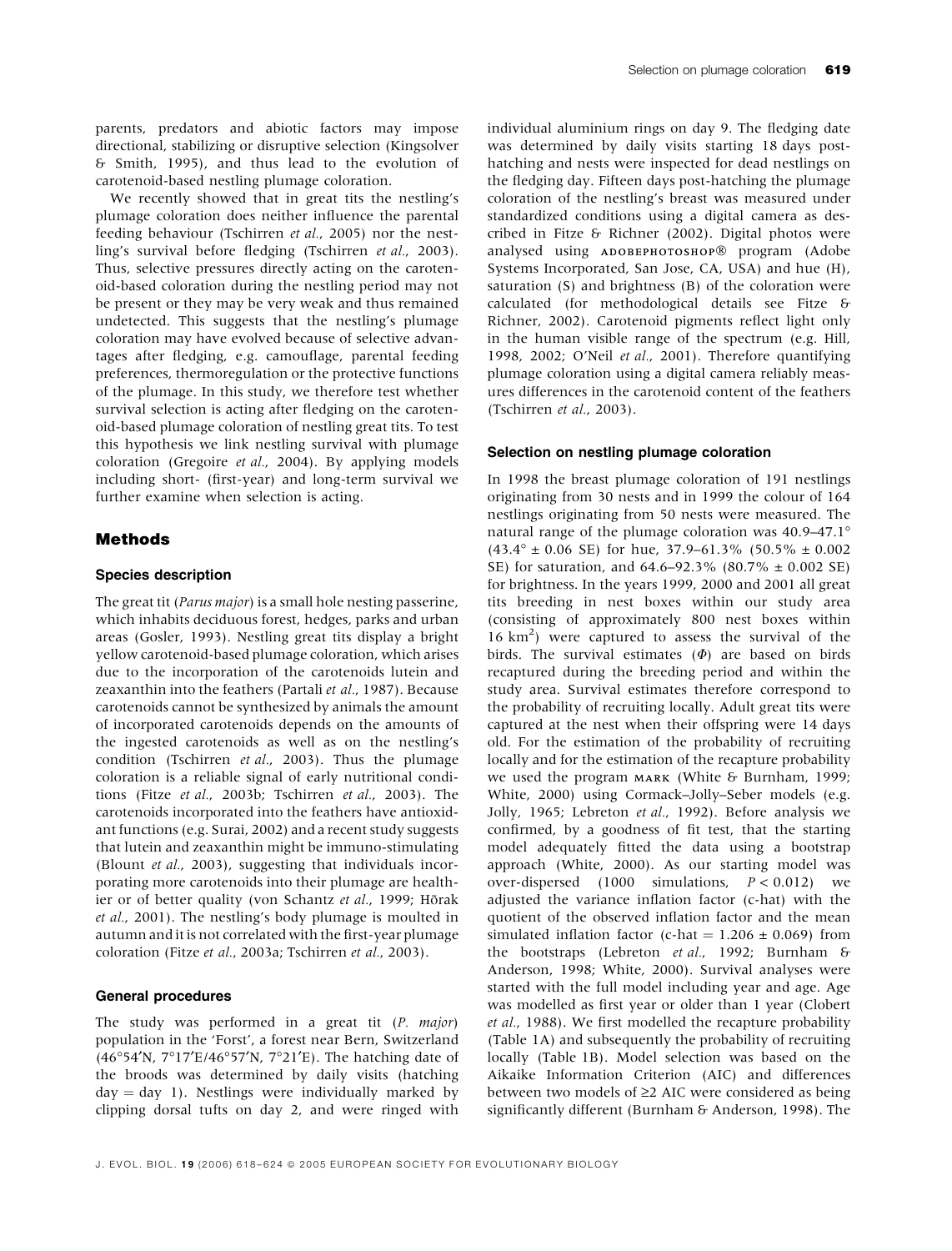parents, predators and abiotic factors may impose directional, stabilizing or disruptive selection (Kingsolver & Smith, 1995), and thus lead to the evolution of carotenoid-based nestling plumage coloration.

We recently showed that in great tits the nestling's plumage coloration does neither influence the parental feeding behaviour (Tschirren *et al.*, 2005) nor the nestling's survival before fledging (Tschirren *et al.*, 2003). Thus, selective pressures directly acting on the carotenoid-based coloration during the nestling period may not be present or they may be very weak and thus remained undetected. This suggests that the nestling's plumage coloration may have evolved because of selective advantages after fledging, e.g. camouflage, parental feeding preferences, thermoregulation or the protective functions of the plumage. In this study, we therefore test whether survival selection is acting after fledging on the carotenoid-based plumage coloration of nestling great tits. To test this hypothesis we link nestling survival with plumage coloration (Gregoire *et al.*, 2004). By applying models including short- (first-year) and long-term survival we further examine when selection is acting.

## Methods

### Species description

The great tit (*Parus major*) is a small hole nesting passerine, which inhabits deciduous forest, hedges, parks and urban areas (Gosler, 1993). Nestling great tits display a bright yellow carotenoid-based plumage coloration, which arises due to the incorporation of the carotenoids lutein and zeaxanthin into the feathers (Partali *et al.*, 1987). Because carotenoids cannot be synthesized by animals the amount of incorporated carotenoids depends on the amounts of the ingested carotenoids as well as on the nestling's condition (Tschirren *et al.*, 2003). Thus the plumage coloration is a reliable signal of early nutritional conditions (Fitze *et al.*, 2003b; Tschirren *et al.*, 2003). The carotenoids incorporated into the feathers have antioxidant functions (e.g. Surai, 2002) and a recent study suggests that lutein and zeaxanthin might be immuno-stimulating (Blount *et al.*, 2003), suggesting that individuals incorporating more carotenoids into their plumage are healthier or of better quality (von Schantz *et al.*, 1999; Hõrak *et al.*, 2001). The nestling's body plumage is moulted in autumn and it is not correlated with the first-year plumage coloration (Fitze *et al.*, 2003a; Tschirren *et al.*, 2003).

### General procedures

The study was performed in a great tit (*P. major*) population in the 'Forst', a forest near Bern, Switzerland (46°54′N, 7°17′E/46°57′N, 7°21′E). The hatching date of the broods was determined by daily visits (hatching day = day 1). Nestlings were individually marked by clipping dorsal tufts on day 2, and were ringed with individual aluminium rings on day 9. The fledging date was determined by daily visits starting 18 days post-hatching and nests were inspected for dead nestlings on the fledging day. Fifteen days post-hatching the plumage coloration of the nestling's breast was measured under standardized conditions using a digital camera as described in Fitze & Richner (2002). Digital photos were analysed using ADOBEPHOTOSHOP® program (Adobe Systems Incorporated, San Jose, CA, USA) and hue (H), saturation (S) and brightness (B) of the coloration were calculated (for methodological details see Fitze & Richner, 2002). Carotenoid pigments reflect light only in the human visible range of the spectrum (e.g. Hill, 1998, 2002; O'Neil *et al.*, 2001). Therefore quantifying plumage coloration using a digital camera reliably measures differences in the carotenoid content of the feathers (Tschirren *et al.*, 2003).

### Selection on nestling plumage coloration

In 1998 the breast plumage coloration of 191 nestlings originating from 30 nests and in 1999 the colour of 164 nestlings originating from 50 nests were measured. The natural range of the plumage coloration was 40.9–47.1° (43.4° ± 0.06 SE) for hue, 37.9–61.3% (50.5% ± 0.002 SE) for saturation, and 64.6–92.3% (80.7% ± 0.002 SE) for brightness. In the years 1999, 2000 and 2001 all great tits breeding in nest boxes within our study area (consisting of approximately 800 nest boxes within 16 km$^2$) were captured to assess the survival of the birds. The survival estimates ($\Phi$) are based on birds recaptured during the breeding period and within the study area. Survival estimates therefore correspond to the probability of recruiting locally. Adult great tits were captured at the nest when their offspring were 14 days old. For the estimation of the probability of recruiting locally and for the estimation of the recapture probability we used the program MARK (White & Burnham, 1999; White, 2000) using Cormack–Jolly–Seber models (e.g. Jolly, 1965; Lebreton *et al.*, 1992). Before analysis we confirmed, by a goodness of fit test, that the starting model adequately fitted the data using a bootstrap approach (White, 2000). As our starting model was over-dispersed (1000 simulations, $P < 0.012$) we adjusted the variance inflation factor (c-hat) with the quotient of the observed inflation factor and the mean simulated inflation factor (c-hat = 1.206 ± 0.069) from the bootstraps (Lebreton *et al.*, 1992; Burnham & Anderson, 1998; White, 2000). Survival analyses were started with the full model including year and age. Age was modelled as first year or older than 1 year (Clobert *et al.*, 1988). We first modelled the recapture probability (Table 1A) and subsequently the probability of recruiting locally (Table 1B). Model selection was based on the Aikaike Information Criterion (AIC) and differences between two models of ≥2 AIC were considered as being significantly different (Burnham & Anderson, 1998). The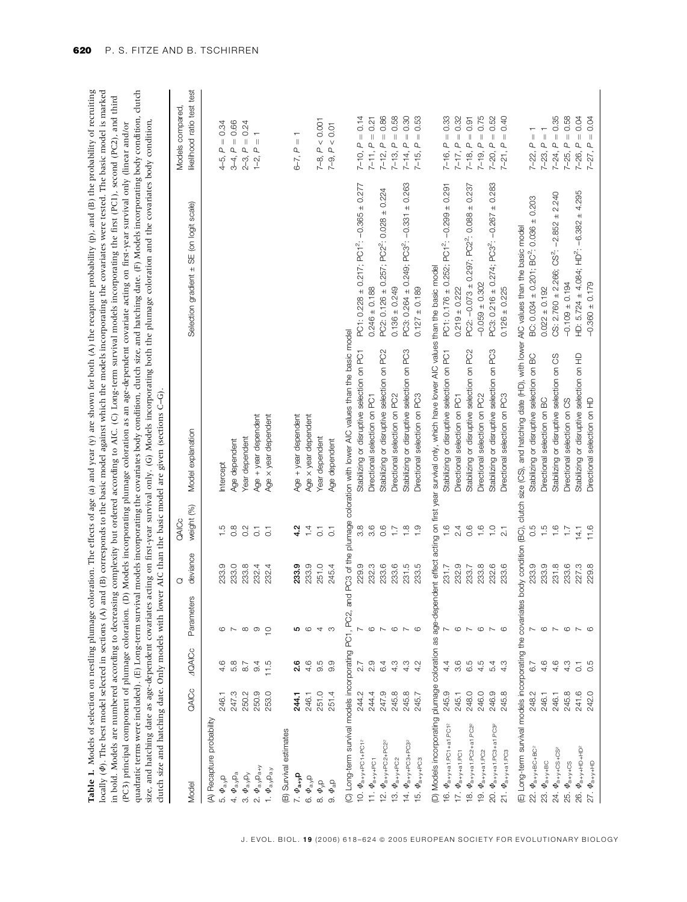**Table 1.** Models of selection on nestling plumage coloration. The effects of age (a) and year (y) are shown for both (A) the recapture probability (p), and (B) the probability of recruiting locally ($\Phi$). The best model selected in sections (A) and (B) corresponds to the basic model against which the models incorporating the covariates were tested. The basic model is marked in bold. Models are numbered according to decreasing complexity but ordered according to AIC. (C) Long-term survival models incorporating the first (PC1), second (PC2), and third (PC3) principal component of plumage coloration. (D) Models incorporating plumage coloration as an age-dependent covariate acting on first-year survival only (linear and/or quadratic terms were included). (E) Long-term survival models incorporating the covariates body condition, clutch size, and hatching date. (F) Models incorporating body condition, clutch size, and hatching date as age-dependent covariates acting on first-year survival only. (G) Models incorporating both the plumage coloration and the covariates body condition, clutch size and hatching date. Only models with lower AIC than the basic model are given (sections C–G).

| Model | QAICc | ΔQAICc | Parameters | Q deviance | QAICc weight (%) | Model explanation | Selection gradient ± SE (on logit scale) | Models compared, likelihood ratio test test |
|---|---|---|---|---|---|---|---|---|
| (A) Recapture probability | | | | | | | | |
| 5. $\Phi_{a,y}p$ | 246.1 | 4.6 | 6 | 233.9 | 1.5 | Intercept | | 4–5, $P = 0.34$ |
| 4. $\Phi_{a,y}p_a$ | 247.3 | 5.8 | 7 | 233.0 | 0.8 | Age dependent | | 3–4, $P = 0.66$ |
| 3. $\Phi_{a,y}p_y$ | 250.2 | 8.7 | 8 | 233.8 | 0.2 | Year dependent | | 2–3, $P = 0.24$ |
| 2. $\Phi_{a,y}p_{a+y}$ | 250.9 | 9.4 | 9 | 232.4 | 0.1 | Age + year dependent | | 1–2, $P = 1$ |
| 1. $\Phi_{a,y}p_{a,y}$ | 253.0 | 11.5 | 10 | 232.4 | 0.1 | Age × year dependent | | |
| (B) Survival estimates | | | | | | | | |
| **7. $\Phi_{a+y}p$** | **244.1** | **2.6** | **5** | **233.9** | **4.2** | Age + year dependent | | 6–7, $P = 1$ |
| 6. $\Phi_{a,y}p$ | 246.1 | 4.6 | 6 | 233.9 | 1.4 | Age × year dependent | | |
| 8. $\Phi_{y}p$ | 251.0 | 9.5 | 4 | 251.0 | 0.1 | Year dependent | | 7–8, $P < 0.001$ |
| 9. $\Phi_{a}p$ | 251.4 | 9.9 | 3 | 245.4 | 0.1 | Age dependent | | 7–9, $P < 0.01$ |
| (C) Long-term survival models incorporating PC1, PC2, and PC3 of the plumage coloration with lower AIC values than the basic model | | | | | | | | |
| 10. $\Phi_{a+y+PC1+PC1^2}$ | 244.2 | 2.7 | 7 | 229.9 | 3.8 | Stabilizing or disruptive selection on PC1 | PC1: 0.228 ± 0.217; PC1$^2$: −0.365 ± 0.277 | 7–10, $P = 0.14$ |
| 11. $\Phi_{a+y+PC1}$ | 244.4 | 2.9 | 6 | 232.3 | 3.6 | Directional selection on PC1 | 0.246 ± 0.188 | 7–11, $P = 0.21$ |
| 12. $\Phi_{a+y+PC2+PC2^2}$ | 247.9 | 6.4 | 7 | 233.6 | 0.6 | Stabilizing or disruptive selection on PC2 | PC2: 0.126 ± 0.257; PC2$^2$: 0.028 ± 0.224 | 7–12, $P = 0.86$ |
| 13. $\Phi_{a+y+PC2}$ | 245.8 | 4.3 | 6 | 233.6 | 1.7 | Directional selection on PC2 | 0.136 ± 0.249 | 7–13, $P = 0.58$ |
| 14. $\Phi_{a+y+PC3+PC3^2}$ | 245.8 | 4.3 | 7 | 231.5 | 1.8 | Stabilizing or disruptive selection on PC3 | PC3: 0.264 ± 0.249; PC3$^2$: −0.331 ± 0.263 | 7–14, $P = 0.30$ |
| 15. $\Phi_{a+y+PC3}$ | 245.7 | 4.2 | 6 | 233.5 | 1.9 | Directional selection on PC3 | 0.127 ± 0.189 | 7–15, $P = 0.53$ |
| (D) Models incorporating plumage coloration as age-dependent effect acting on first year survival only, which have lower AIC values than the basic model | | | | | | | | |
| 16. $\Phi_{a+y+a1.PC1+a1.PC1^2}$ | 245.9 | 4.4 | 7 | 231.7 | 1.6 | Stabilizing or disruptive selection on PC1 | PC1: 0.176 ± 0.252; PC1$^2$: −0.299 ± 0.291 | 7–16, $P = 0.33$ |
| 17. $\Phi_{a+y+a1.PC1}$ | 245.1 | 3.6 | 6 | 232.9 | 2.4 | Directional selection on PC1 | 0.219 ± 0.222 | 7–17, $P = 0.32$ |
| 18. $\Phi_{a+y+a1.PC2+a1.PC2^2}$ | 248.0 | 6.5 | 7 | 233.7 | 0.6 | Stabilizing or disruptive selection on PC2 | PC2: −0.073 ± 0.297; PC2$^2$: 0.088 ± 0.237 | 7–18, $P = 0.91$ |
| 19. $\Phi_{a+y+a1.PC2}$ | 246.0 | 4.5 | 6 | 233.8 | 1.6 | Directional selection on PC2 | −0.059 ± 0.302 | 7–19, $P = 0.75$ |
| 20. $\Phi_{a+y+a1.PC3+a1.PC3^2}$ | 246.9 | 5.4 | 7 | 232.6 | 1.0 | Stabilizing or disruptive selection on PC3 | PC3: 0.216 ± 0.274; PC3$^2$: −0.267 ± 0.283 | 7–20, $P = 0.52$ |
| 21. $\Phi_{a+y+a1.PC3}$ | 245.8 | 4.3 | 6 | 233.6 | 2.1 | Directional selection on PC3 | 0.126 ± 0.225 | 7–21, $P = 0.40$ |
| (E) Long-term survival models incorporating the covariates body condition (BC), clutch size (CS), and hatching date (HD), with lower AIC values than the basic model | | | | | | | | |
| 22. $\Phi_{a+y+BC+BC^2}$ | 248.2 | 6.7 | 7 | 233.9 | 0.5 | Stabilizing or disruptive selection on BC | BC: 0.034 ± 0.201; BC$^2$: 0.036 ± 0.203 | 7–22, $P = 1$ |
| 23. $\Phi_{a+y+BC}$ | 246.1 | 4.6 | 6 | 233.9 | 1.5 | Directional selection on BC | 0.022 ± 0.192 | 7–23, $P = 1$ |
| 24. $\Phi_{a+y+CS+CS^2}$ | 246.1 | 4.6 | 7 | 231.8 | 1.6 | Stabilizing or disruptive selection on CS | CS: 2.760 ± 2.266; CS$^2$: −2.852 ± 2.240 | 7–24, $P = 0.35$ |
| 25. $\Phi_{a+y+CS}$ | 245.8 | 4.3 | 6 | 233.6 | 1.7 | Directional selection on CS | −0.109 ± 0.194 | 7–25, $P = 0.58$ |
| 26. $\Phi_{a+y+HD+HD^2}$ | 241.6 | 0.1 | 7 | 227.3 | 14.1 | Stabilizing or disruptive selection on HD | HD: 5.724 ± 4.084; HD$^2$: −6.382 ± 4.295 | 7–26, $P = 0.04$ |
| 27. $\Phi_{a+y+HD}$ | 242.0 | 0.5 | 6 | 229.8 | 11.6 | Directional selection on HD | −0.360 ± 0.179 | 7–27, $P = 0.04$ |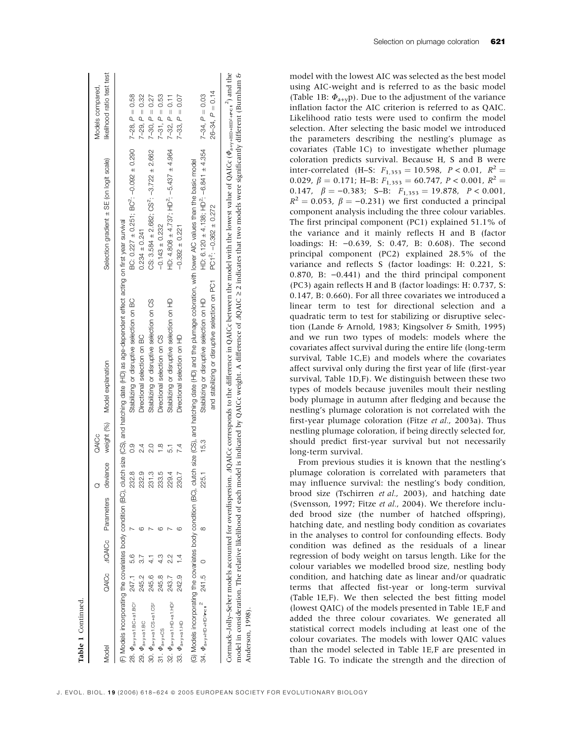**Table 1** Continued.

| Model | QAICc | ΔQAICc | Parameters | Q deviance | QAICc weight (%) | Model explanation | Selection gradient ± SE (on logit scale) | Models compared, likelihood ratio test test |
|---|---|---|---|---|---|---|---|---|
| (F) Models incorporating the covariates body condition (BC), clutch size (CS), and hatching date (HD) as age-dependent effect acting on first year survival | | | | | | | | |
| 28. $\Phi_{a+y+a1.BC+a1.BC^2}$ | 247.1 | 5.6 | 7 | 232.8 | 0.9 | Stabilizing or disruptive selection on BC | BC: 0.227 ± 0.251; BC$^2$: −0.092 ± 0.290 | 7–28, $P$ = 0.58 |
| 29. $\Phi_{a+y+a1.BC}$ | 245.2 | 3.7 | 6 | 232.9 | 2.4 | Directional selection on BC | 0.234 ± 0.241 | 7–29, $P$ = 0.32 |
| 30. $\Phi_{a+y+a1.CS+a1.CS^2}$ | 245.6 | 4.1 | 7 | 231.3 | 2.0 | Stabilizing or disruptive selection on CS | CS: 3.584 ± 2.682; CS$^2$: −3.722 ± 2.662 | 7–30, $P$ = 0.27 |
| 31. $\Phi_{a+y+CS}$ | 245.8 | 4.3 | 6 | 233.5 | 1.8 | Directional selection on CS | −0.143 ± 0.232 | 7–31, $P$ = 0.53 |
| 32. $\Phi_{a+y+a1.HD+a1.HD^2}$ | 243.7 | 2.2 | 7 | 229.4 | 5.1 | Stabilizing or disruptive selection on HD | HD: 4.808 ± 4.737; HD$^2$: −5.437 ± 4.964 | 7–32, $P$ = 0.11 |
| 33. $\Phi_{a+y+a1.HD}$ | 242.9 | 1.4 | 6 | 230.7 | 7.4 | Directional selection on HD | −0.392 ± 0.221 | 7–33, $P$ = 0.07 |
| (G) Models incorporating the covariates body condition (BC), clutch size (CS), and hatching date (HD) and the plumage coloration, with lower AIC values than the basic model | | | | | | | | |
| 34. $\Phi_{a+y+HD+HD^2+PC1^2}$ | 241.5 | 0 | 8 | 225.1 | 15.3 | Stabilizing or disruptive selection on HD and stabilizing or disruptive selection on PC1 | HD: 6.120 ± 4.138; HD$^2$: −6.841 ± 4.354 PC1$^2$: −0.362 ± 0.272 | 7–34, $P$ = 0.03 26–34, $P$ = 0.14 |

Cormack–Jolly–Seber models accounted for overdispersion. ΔQAICc corresponds to the difference in QAICc between the model with the lowest value of QAICc ($\Phi_{a+y+HD+HD^2+PC1^2}$) and the model in consideration. The relative likelihood of each model is indicated by QAICc weight. A difference of ΔQAIC ≥ 2 indicates that two models were significantly different (Burnham & Anderson, 1998).

model with the lowest AIC was selected as the best model using AIC-weight and is referred to as the basic model (Table 1B: $\Phi_{a+y}$p). Due to the adjustment of the variance inflation factor the AIC criterion is referred to as QAIC. Likelihood ratio tests were used to confirm the model selection. After selecting the basic model we introduced the parameters describing the nestling's plumage as covariates (Table 1C) to investigate whether plumage coloration predicts survival. Because H, S and B were inter-correlated (H–S: $F_{1,353} = 10.598$, $P < 0.01$, $R^2 = 0.029$, $\beta = 0.171$; H–B: $F_{1,353} = 60.747$, $P < 0.001$, $R^2 = 0.147$, $\beta = -0.383$; S–B: $F_{1,353} = 19.878$, $P < 0.001$, $R^2 = 0.053$, $\beta = -0.231$) we first conducted a principal component analysis including the three colour variables. The first principal component (PC1) explained 51.1% of the variance and it mainly reflects H and B (factor loadings: H: −0.639, S: 0.47, B: 0.608). The second principal component (PC2) explained 28.5% of the variance and reflects S (factor loadings: H: 0.221, S: 0.870, B: −0.441) and the third principal component (PC3) again reflects H and B (factor loadings: H: 0.737, S: 0.147, B: 0.660). For all three covariates we introduced a linear term to test for directional selection and a quadratic term to test for stabilizing or disruptive selection (Lande & Arnold, 1983; Kingsolver & Smith, 1995) and we run two types of models: models where the covariates affect survival during the entire life (long-term survival, Table 1C,E) and models where the covariates affect survival only during the first year of life (first-year survival, Table 1D,F). We distinguish between these two types of models because juveniles moult their nestling body plumage in autumn after fledging and because the nestling's plumage coloration is not correlated with the first-year plumage coloration (Fitze *et al.*, 2003a). Thus nestling plumage coloration, if being directly selected for, should predict first-year survival but not necessarily long-term survival.

From previous studies it is known that the nestling's plumage coloration is correlated with parameters that may influence survival: the nestling's body condition, brood size (Tschirren *et al.*, 2003), and hatching date (Svensson, 1997; Fitze *et al.*, 2004). We therefore included brood size (the number of hatched offspring), hatching date, and nestling body condition as covariates in the analyses to control for confounding effects. Body condition was defined as the residuals of a linear regression of body weight on tarsus length. Like for the colour variables we modelled brood size, nestling body condition, and hatching date as linear and/or quadratic terms that affected first-year or long-term survival (Table 1E,F). We then selected the best fitting model (lowest QAIC) of the models presented in Table 1E,F and added the three colour covariates. We generated all statistical correct models including at least one of the colour covariates. The models with lower QAIC values than the model selected in Table 1E,F are presented in Table 1G. To indicate the strength and the direction of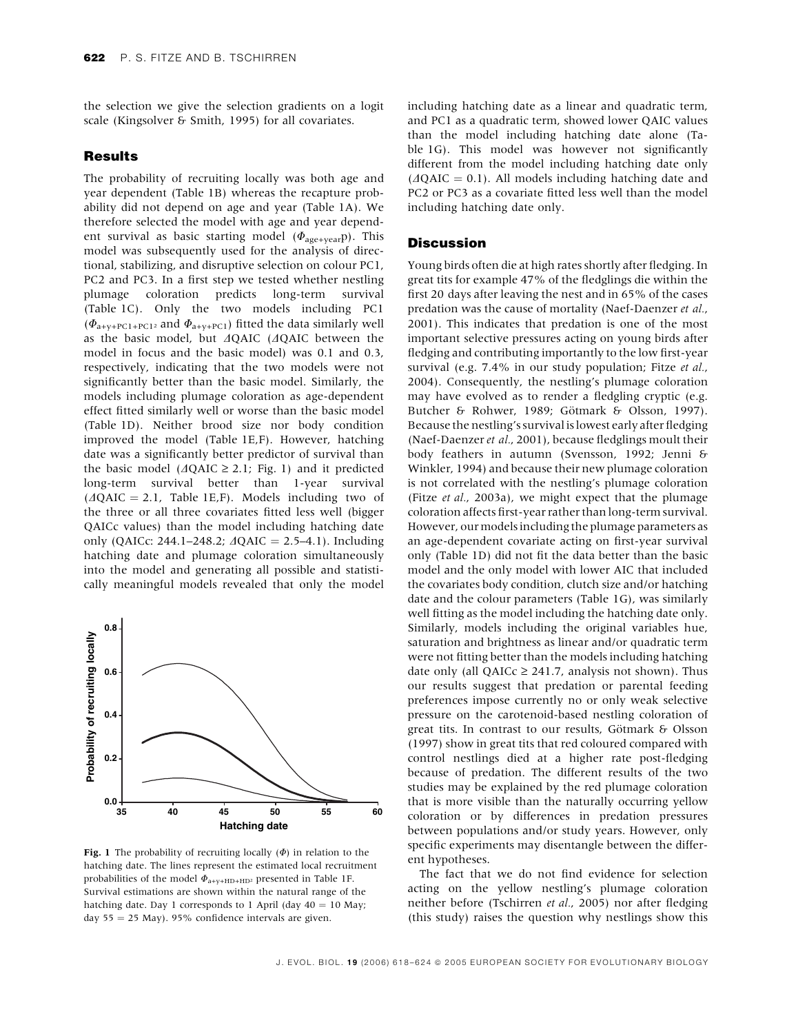the selection we give the selection gradients on a logit scale (Kingsolver & Smith, 1995) for all covariates.

## Results

The probability of recruiting locally was both age and year dependent (Table 1B) whereas the recapture probability did not depend on age and year (Table 1A). We therefore selected the model with age and year dependent survival as basic starting model ($\Phi_{age+year}p$). This model was subsequently used for the analysis of directional, stabilizing, and disruptive selection on colour PC1, PC2 and PC3. In a first step we tested whether nestling plumage coloration predicts long-term survival (Table 1C). Only the two models including PC1 ($\Phi_{a+y+PC1+PC1^2}$ and $\Phi_{a+y+PC1}$) fitted the data similarly well as the basic model, but $\Delta$QAIC ($\Delta$QAIC between the model in focus and the basic model) was 0.1 and 0.3, respectively, indicating that the two models were not significantly better than the basic model. Similarly, the models including plumage coloration as age-dependent effect fitted similarly well or worse than the basic model (Table 1D). Neither brood size nor body condition improved the model (Table 1E,F). However, hatching date was a significantly better predictor of survival than the basic model ($\Delta$QAIC $\geq$ 2.1; Fig. 1) and it predicted long-term survival better than 1-year survival ($\Delta$QAIC = 2.1, Table 1E,F). Models including two of the three or all three covariates fitted less well (bigger QAICc values) than the model including hatching date only (QAICc: 244.1–248.2; $\Delta$QAIC = 2.5–4.1). Including hatching date and plumage coloration simultaneously into the model and generating all possible and statistically meaningful models revealed that only the model including hatching date as a linear and quadratic term, and PC1 as a quadratic term, showed lower QAIC values than the model including hatching date alone (Table 1G). This model was however not significantly different from the model including hatching date only ($\Delta$QAIC = 0.1). All models including hatching date and PC2 or PC3 as a covariate fitted less well than the model including hatching date only.

**Fig. 1** The probability of recruiting locally ($\Phi$) in relation to the hatching date. The lines represent the estimated local recruitment probabilities of the model $\Phi_{a+y+HD+HD^2}$ presented in Table 1F. Survival estimations are shown within the natural range of the hatching date. Day 1 corresponds to 1 April (day 40 = 10 May; day 55 = 25 May). 95% confidence intervals are given.

## Discussion

Young birds often die at high rates shortly after fledging. In great tits for example 47% of the fledglings die within the first 20 days after leaving the nest and in 65% of the cases predation was the cause of mortality (Naef-Daenzer *et al.*, 2001). This indicates that predation is one of the most important selective pressures acting on young birds after fledging and contributing importantly to the low first-year survival (e.g. 7.4% in our study population; Fitze *et al.*, 2004). Consequently, the nestling's plumage coloration may have evolved as to render a fledgling cryptic (e.g. Butcher & Rohwer, 1989; Götmark & Olsson, 1997). Because the nestling's survival is lowest early after fledging (Naef-Daenzer *et al.*, 2001), because fledglings moult their body feathers in autumn (Svensson, 1992; Jenni & Winkler, 1994) and because their new plumage coloration is not correlated with the nestling's plumage coloration (Fitze *et al.*, 2003a), we might expect that the plumage coloration affects first-year rather than long-term survival. However, our models including the plumage parameters as an age-dependent covariate acting on first-year survival only (Table 1D) did not fit the data better than the basic model and the only model with lower AIC that included the covariates body condition, clutch size and/or hatching date and the colour parameters (Table 1G), was similarly well fitting as the model including the hatching date only. Similarly, models including the original variables hue, saturation and brightness as linear and/or quadratic term were not fitting better than the models including hatching date only (all QAICc $\geq$ 241.7, analysis not shown). Thus our results suggest that predation or parental feeding preferences impose currently no or only weak selective pressure on the carotenoid-based nestling coloration of great tits. In contrast to our results, Götmark & Olsson (1997) show in great tits that red coloured compared with control nestlings died at a higher rate post-fledging because of predation. The different results of the two studies may be explained by the red plumage coloration that is more visible than the naturally occurring yellow coloration or by differences in predation pressures between populations and/or study years. However, only specific experiments may disentangle between the different hypotheses.

The fact that we do not find evidence for selection acting on the yellow nestling's plumage coloration neither before (Tschirren *et al.*, 2005) nor after fledging (this study) raises the question why nestlings show this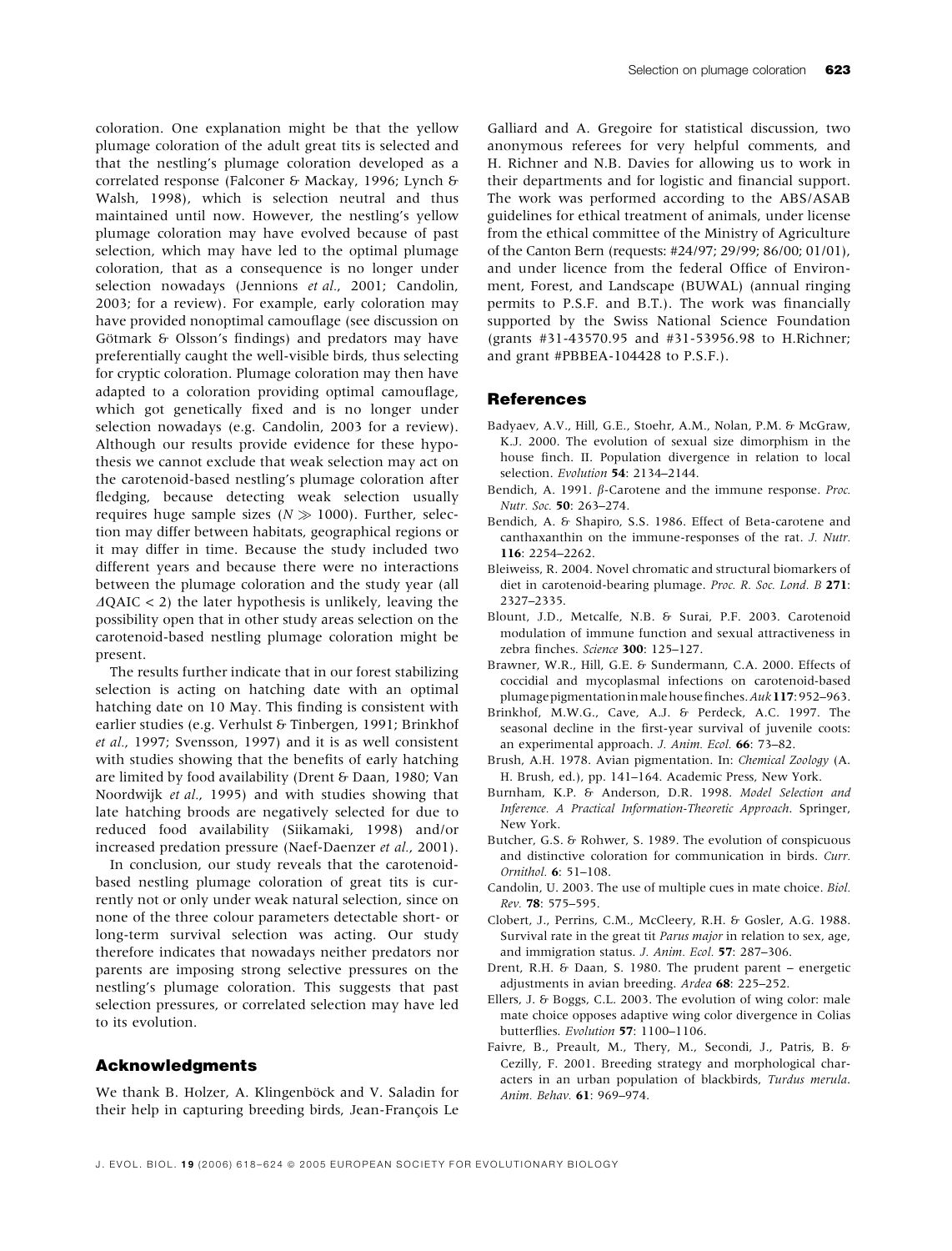coloration. One explanation might be that the yellow plumage coloration of the adult great tits is selected and that the nestling's plumage coloration developed as a correlated response (Falconer & Mackay, 1996; Lynch & Walsh, 1998), which is selection neutral and thus maintained until now. However, the nestling's yellow plumage coloration may have evolved because of past selection, which may have led to the optimal plumage coloration, that as a consequence is no longer under selection nowadays (Jennions *et al.*, 2001; Candolin, 2003; for a review). For example, early coloration may have provided nonoptimal camouflage (see discussion on Götmark & Olsson's findings) and predators may have preferentially caught the well-visible birds, thus selecting for cryptic coloration. Plumage coloration may then have adapted to a coloration providing optimal camouflage, which got genetically fixed and is no longer under selection nowadays (e.g. Candolin, 2003 for a review). Although our results provide evidence for these hypothesis we cannot exclude that weak selection may act on the carotenoid-based nestling's plumage coloration after fledging, because detecting weak selection usually requires huge sample sizes ($N \gg 1000$). Further, selection may differ between habitats, geographical regions or it may differ in time. Because the study included two different years and because there were no interactions between the plumage coloration and the study year (all $\Delta$QAIC < 2) the later hypothesis is unlikely, leaving the possibility open that in other study areas selection on the carotenoid-based nestling plumage coloration might be present.

The results further indicate that in our forest stabilizing selection is acting on hatching date with an optimal hatching date on 10 May. This finding is consistent with earlier studies (e.g. Verhulst & Tinbergen, 1991; Brinkhof *et al.*, 1997; Svensson, 1997) and it is as well consistent with studies showing that the benefits of early hatching are limited by food availability (Drent & Daan, 1980; Van Noordwijk *et al.*, 1995) and with studies showing that late hatching broods are negatively selected for due to reduced food availability (Siikamaki, 1998) and/or increased predation pressure (Naef-Daenzer *et al.*, 2001).

In conclusion, our study reveals that the carotenoid-based nestling plumage coloration of great tits is currently not or only under weak natural selection, since on none of the three colour parameters detectable short- or long-term survival selection was acting. Our study therefore indicates that nowadays neither predators nor parents are imposing strong selective pressures on the nestling's plumage coloration. This suggests that past selection pressures, or correlated selection may have led to its evolution.

## Acknowledgments

We thank B. Holzer, A. Klingenböck and V. Saladin for their help in capturing breeding birds, Jean-François Le Galliard and A. Gregoire for statistical discussion, two anonymous referees for very helpful comments, and H. Richner and N.B. Davies for allowing us to work in their departments and for logistic and financial support. The work was performed according to the ABS/ASAB guidelines for ethical treatment of animals, under license from the ethical committee of the Ministry of Agriculture of the Canton Bern (requests: #24/97; 29/99; 86/00; 01/01), and under licence from the federal Office of Environment, Forest, and Landscape (BUWAL) (annual ringing permits to P.S.F. and B.T.). The work was financially supported by the Swiss National Science Foundation (grants #31-43570.95 and #31-53956.98 to H.Richner; and grant #PBBEA-104428 to P.S.F.).

## References

Badyaev, A.V., Hill, G.E., Stoehr, A.M., Nolan, P.M. & McGraw, K.J. 2000. The evolution of sexual size dimorphism in the house finch. II. Population divergence in relation to local selection. *Evolution* **54**: 2134–2144.

Bendich, A. 1991. $\beta$-Carotene and the immune response. *Proc. Nutr. Soc.* **50**: 263–274.

Bendich, A. & Shapiro, S.S. 1986. Effect of Beta-carotene and canthaxanthin on the immune-responses of the rat. *J. Nutr.* **116**: 2254–2262.

Bleiweiss, R. 2004. Novel chromatic and structural biomarkers of diet in carotenoid-bearing plumage. *Proc. R. Soc. Lond. B* **271**: 2327–2335.

Blount, J.D., Metcalfe, N.B. & Surai, P.F. 2003. Carotenoid modulation of immune function and sexual attractiveness in zebra finches. *Science* **300**: 125–127.

Brawner, W.R., Hill, G.E. & Sundermann, C.A. 2000. Effects of coccidial and mycoplasmal infections on carotenoid-based plumage pigmentation in male house finches. *Auk* **117**: 952–963.

Brinkhof, M.W.G., Cave, A.J. & Perdeck, A.C. 1997. The seasonal decline in the first-year survival of juvenile coots: an experimental approach. *J. Anim. Ecol.* **66**: 73–82.

Brush, A.H. 1978. Avian pigmentation. In: *Chemical Zoology* (A. H. Brush, ed.), pp. 141–164. Academic Press, New York.

Burnham, K.P. & Anderson, D.R. 1998. *Model Selection and Inference. A Practical Information-Theoretic Approach*. Springer, New York.

Butcher, G.S. & Rohwer, S. 1989. The evolution of conspicuous and distinctive coloration for communication in birds. *Curr. Ornithol.* **6**: 51–108.

Candolin, U. 2003. The use of multiple cues in mate choice. *Biol. Rev.* **78**: 575–595.

Clobert, J., Perrins, C.M., McCleery, R.H. & Gosler, A.G. 1988. Survival rate in the great tit *Parus major* in relation to sex, age, and immigration status. *J. Anim. Ecol.* **57**: 287–306.

Drent, R.H. & Daan, S. 1980. The prudent parent – energetic adjustments in avian breeding. *Ardea* **68**: 225–252.

Ellers, J. & Boggs, C.L. 2003. The evolution of wing color: male mate choice opposes adaptive wing color divergence in Colias butterflies. *Evolution* **57**: 1100–1106.

Faivre, B., Preault, M., Thery, M., Secondi, J., Patris, B. & Cezilly, F. 2001. Breeding strategy and morphological characters in an urban population of blackbirds, *Turdus merula*. *Anim. Behav.* **61**: 969–974.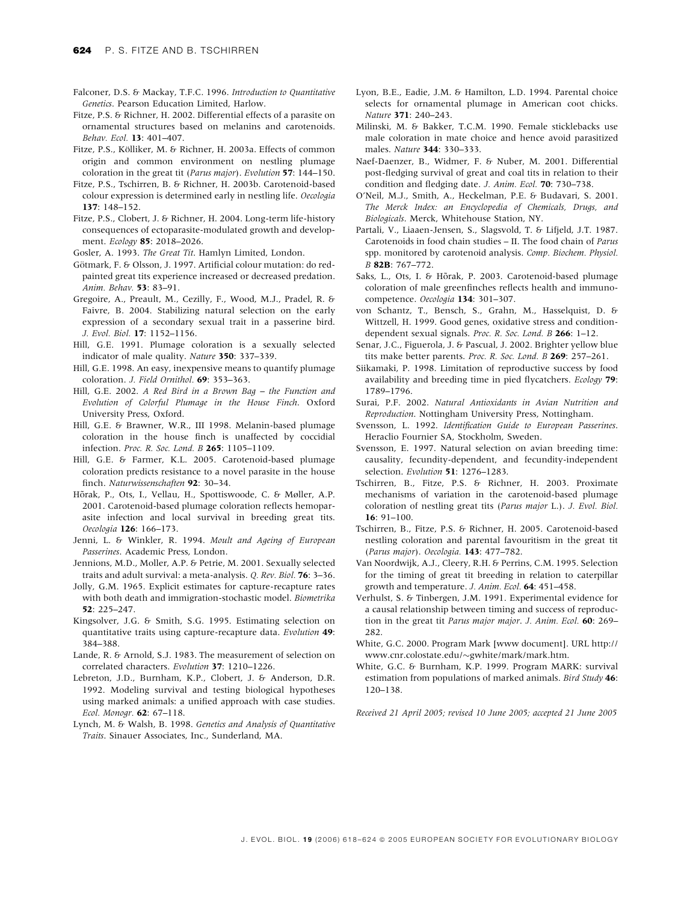Falconer, D.S. & Mackay, T.F.C. 1996. *Introduction to Quantitative Genetics*. Pearson Education Limited, Harlow.

Fitze, P.S. & Richner, H. 2002. Differential effects of a parasite on ornamental structures based on melanins and carotenoids. *Behav. Ecol.* **13**: 401–407.

Fitze, P.S., Kölliker, M. & Richner, H. 2003a. Effects of common origin and common environment on nestling plumage coloration in the great tit (*Parus major*). *Evolution* **57**: 144–150.

Fitze, P.S., Tschirren, B. & Richner, H. 2003b. Carotenoid-based colour expression is determined early in nestling life. *Oecologia* **137**: 148–152.

Fitze, P.S., Clobert, J. & Richner, H. 2004. Long-term life-history consequences of ectoparasite-modulated growth and development. *Ecology* **85**: 2018–2026.

Gosler, A. 1993. *The Great Tit*. Hamlyn Limited, London.

Götmark, F. & Olsson, J. 1997. Artificial colour mutation: do red-painted great tits experience increased or decreased predation. *Anim. Behav.* **53**: 83–91.

Gregoire, A., Preault, M., Cezilly, F., Wood, M.J., Pradel, R. & Faivre, B. 2004. Stabilizing natural selection on the early expression of a secondary sexual trait in a passerine bird. *J. Evol. Biol.* **17**: 1152–1156.

Hill, G.E. 1991. Plumage coloration is a sexually selected indicator of male quality. *Nature* **350**: 337–339.

Hill, G.E. 1998. An easy, inexpensive means to quantify plumage coloration. *J. Field Ornithol.* **69**: 353–363.

Hill, G.E. 2002. *A Red Bird in a Brown Bag – the Function and Evolution of Colorful Plumage in the House Finch*. Oxford University Press, Oxford.

Hill, G.E. & Brawner, W.R., III 1998. Melanin-based plumage coloration in the house finch is unaffected by coccidial infection. *Proc. R. Soc. Lond. B* **265**: 1105–1109.

Hill, G.E. & Farmer, K.L. 2005. Carotenoid-based plumage coloration predicts resistance to a novel parasite in the house finch. *Naturwissenschaften* **92**: 30–34.

Hõrak, P., Ots, I., Vellau, H., Spottiswoode, C. & Møller, A.P. 2001. Carotenoid-based plumage coloration reflects hemoparasite infection and local survival in breeding great tits. *Oecologia* **126**: 166–173.

Jenni, L. & Winkler, R. 1994. *Moult and Ageing of European Passerines*. Academic Press, London.

Jennions, M.D., Moller, A.P. & Petrie, M. 2001. Sexually selected traits and adult survival: a meta-analysis. *Q. Rev. Biol.* **76**: 3–36.

Jolly, G.M. 1965. Explicit estimates for capture-recapture rates with both death and immigration-stochastic model. *Biometrika* **52**: 225–247.

Kingsolver, J.G. & Smith, S.G. 1995. Estimating selection on quantitative traits using capture-recapture data. *Evolution* **49**: 384–388.

Lande, R. & Arnold, S.J. 1983. The measurement of selection on correlated characters. *Evolution* **37**: 1210–1226.

Lebreton, J.D., Burnham, K.P., Clobert, J. & Anderson, D.R. 1992. Modeling survival and testing biological hypotheses using marked animals: a unified approach with case studies. *Ecol. Monogr.* **62**: 67–118.

Lynch, M. & Walsh, B. 1998. *Genetics and Analysis of Quantitative Traits*. Sinauer Associates, Inc., Sunderland, MA.

Lyon, B.E., Eadie, J.M. & Hamilton, L.D. 1994. Parental choice selects for ornamental plumage in American coot chicks. *Nature* **371**: 240–243.

Milinski, M. & Bakker, T.C.M. 1990. Female sticklebacks use male coloration in mate choice and hence avoid parasitized males. *Nature* **344**: 330–333.

Naef-Daenzer, B., Widmer, F. & Nuber, M. 2001. Differential post-fledging survival of great and coal tits in relation to their condition and fledging date. *J. Anim. Ecol.* **70**: 730–738.

O'Neil, M.J., Smith, A., Heckelman, P.E. & Budavari, S. 2001. *The Merck Index: an Encyclopedia of Chemicals, Drugs, and Biologicals*. Merck, Whitehouse Station, NY.

Partali, V., Liaaen-Jensen, S., Slagsvold, T. & Lifjeld, J.T. 1987. Carotenoids in food chain studies – II. The food chain of *Parus* spp. monitored by carotenoid analysis. *Comp. Biochem. Physiol. B* **82B**: 767–772.

Saks, L., Ots, I. & Hõrak, P. 2003. Carotenoid-based plumage coloration of male greenfinches reflects health and immunocompetence. *Oecologia* **134**: 301–307.

von Schantz, T., Bensch, S., Grahn, M., Hasselquist, D. & Wittzell, H. 1999. Good genes, oxidative stress and condition-dependent sexual signals. *Proc. R. Soc. Lond. B* **266**: 1–12.

Senar, J.C., Figuerola, J. & Pascual, J. 2002. Brighter yellow blue tits make better parents. *Proc. R. Soc. Lond. B* **269**: 257–261.

Siikamaki, P. 1998. Limitation of reproductive success by food availability and breeding time in pied flycatchers. *Ecology* **79**: 1789–1796.

Surai, P.F. 2002. *Natural Antioxidants in Avian Nutrition and Reproduction*. Nottingham University Press, Nottingham.

Svensson, L. 1992. *Identification Guide to European Passerines*. Heraclio Fournier SA, Stockholm, Sweden.

Svensson, E. 1997. Natural selection on avian breeding time: causality, fecundity-dependent, and fecundity-independent selection. *Evolution* **51**: 1276–1283.

Tschirren, B., Fitze, P.S. & Richner, H. 2003. Proximate mechanisms of variation in the carotenoid-based plumage coloration of nestling great tits (*Parus major* L.). *J. Evol. Biol.* **16**: 91–100.

Tschirren, B., Fitze, P.S. & Richner, H. 2005. Carotenoid-based nestling coloration and parental favouritism in the great tit (*Parus major*). *Oecologia.* **143**: 477–782.

Van Noordwijk, A.J., Cleery, R.H. & Perrins, C.M. 1995. Selection for the timing of great tit breeding in relation to caterpillar growth and temperature. *J. Anim. Ecol.* **64**: 451–458.

Verhulst, S. & Tinbergen, J.M. 1991. Experimental evidence for a causal relationship between timing and success of reproduction in the great tit *Parus major major*. *J. Anim. Ecol.* **60**: 269–282.

White, G.C. 2000. Program Mark [www document]. URL http://www.cnr.colostate.edu/~gwhite/mark/mark.htm.

White, G.C. & Burnham, K.P. 1999. Program MARK: survival estimation from populations of marked animals. *Bird Study* **46**: 120–138.

*Received 21 April 2005; revised 10 June 2005; accepted 21 June 2005*